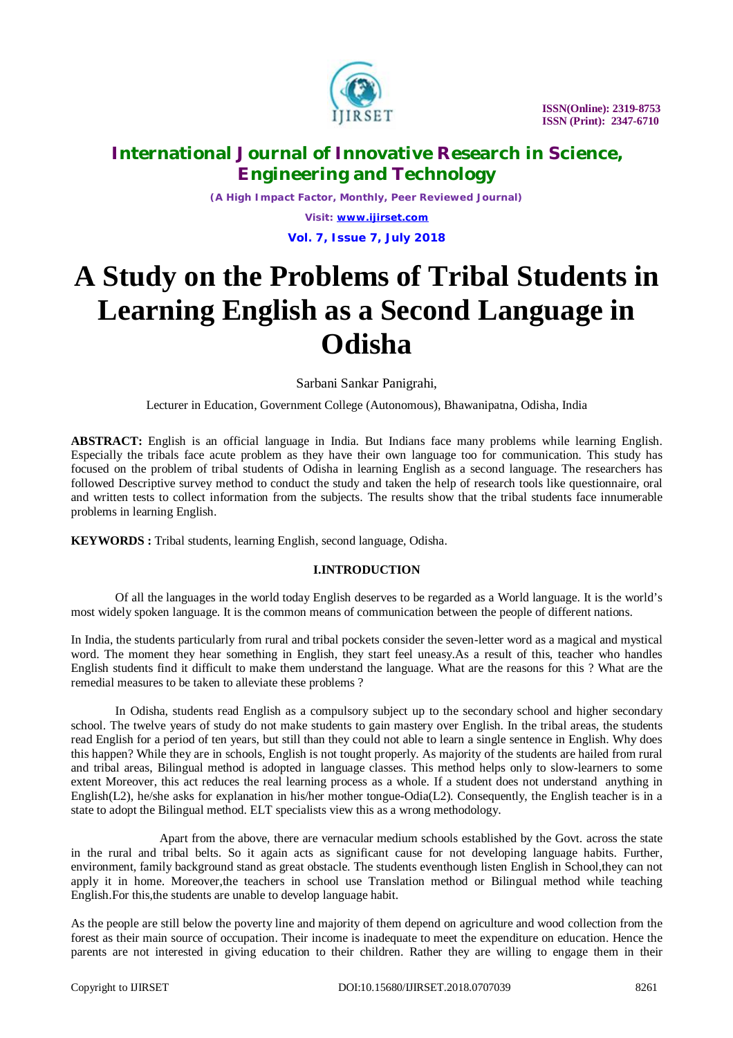# A Study on the Problems of Tribal Students in Learning English as a Second Language in Odisha

Sarbani Sankar Panigrahi,

Lecturer in Education, Government College (Autonomous), Bhawanipatna, Odisha, India

**ABSTRACT:** English is an official language in India. But Indians face many problems while learning English. Especially the tribals face acute problem as they have their own language too for communication. This study has focused on the problem of tribal students of Odisha in learning English as a second language. The researchers has followed Descriptive survey method to conduct the study and taken the help of research tools like questionnaire, oral and written tests to collect information from the subjects. The results show that the tribal students face innumerable problems in learning English.

**KEYWORDS :** Tribal students, learning English, second language, Odisha.

## I.INTRODUCTION

Of all the languages in the world today English deserves to be regarded as a World language. It is the world's most widely spoken language. It is the common means of communication between the people of different nations.

In India, the students particularly from rural and tribal pockets consider the seven-letter word as a magical and mystical word. The moment they hear something in English, they start feel uneasy.As a result of this, teacher who handles English students find it difficult to make them understand the language. What are the reasons for this ? What are the remedial measures to be taken to alleviate these problems ?

In Odisha, students read English as a compulsory subject up to the secondary school and higher secondary school. The twelve years of study do not make students to gain mastery over English. In the tribal areas, the students read English for a period of ten years, but still than they could not able to learn a single sentence in English. Why does this happen? While they are in schools, English is not tought properly. As majority of the students are hailed from rural and tribal areas, Bilingual method is adopted in language classes. This method helps only to slow-learners to some extent Moreover, this act reduces the real learning process as a whole. If a student does not understand anything in English(L2), he/she asks for explanation in his/her mother tongue-Odia(L2). Consequently, the English teacher is in a state to adopt the Bilingual method. ELT specialists view this as a wrong methodology.

Apart from the above, there are vernacular medium schools established by the Govt. across the state in the rural and tribal belts. So it again acts as significant cause for not developing language habits. Further, environment, family background stand as great obstacle. The students eventhough listen English in School,they can not apply it in home. Moreover,the teachers in school use Translation method or Bilingual method while teaching English.For this,the students are unable to develop language habit.

As the people are still below the poverty line and majority of them depend on agriculture and wood collection from the forest as their main source of occupation. Their income is inadequate to meet the expenditure on education. Hence the parents are not interested in giving education to their children. Rather they are willing to engage them in their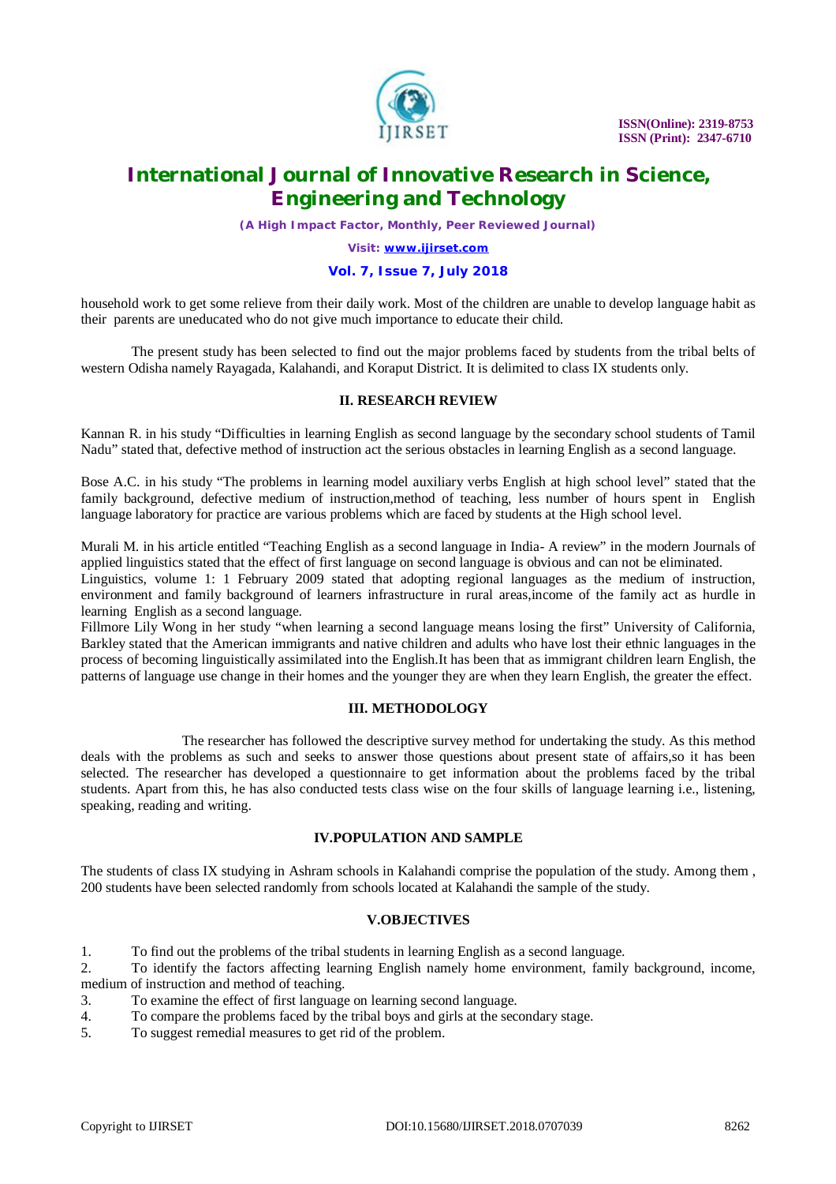household work to get some relieve from their daily work. Most of the children are unable to develop language habit as their parents are uneducated who do not give much importance to educate their child.

The present study has been selected to find out the major problems faced by students from the tribal belts of western Odisha namely Rayagada, Kalahandi, and Koraput District. It is delimited to class IX students only.

## II. RESEARCH REVIEW

Kannan R. in his study "Difficulties in learning English as second language by the secondary school students of Tamil Nadu" stated that, defective method of instruction act the serious obstacles in learning English as a second language.

Bose A.C. in his study "The problems in learning model auxiliary verbs English at high school level" stated that the family background, defective medium of instruction,method of teaching, less number of hours spent in English language laboratory for practice are various problems which are faced by students at the High school level.

Murali M. in his article entitled "Teaching English as a second language in India- A review" in the modern Journals of applied linguistics stated that the effect of first language on second language is obvious and can not be eliminated.
Linguistics, volume 1: 1 February 2009 stated that adopting regional languages as the medium of instruction, environment and family background of learners infrastructure in rural areas,income of the family act as hurdle in learning English as a second language.
Fillmore Lily Wong in her study "when learning a second language means losing the first" University of California, Barkley stated that the American immigrants and native children and adults who have lost their ethnic languages in the process of becoming linguistically assimilated into the English.It has been that as immigrant children learn English, the patterns of language use change in their homes and the younger they are when they learn English, the greater the effect.

## III. METHODOLOGY

The researcher has followed the descriptive survey method for undertaking the study. As this method deals with the problems as such and seeks to answer those questions about present state of affairs,so it has been selected. The researcher has developed a questionnaire to get information about the problems faced by the tribal students. Apart from this, he has also conducted tests class wise on the four skills of language learning i.e., listening, speaking, reading and writing.

## IV.POPULATION AND SAMPLE

The students of class IX studying in Ashram schools in Kalahandi comprise the population of the study. Among them , 200 students have been selected randomly from schools located at Kalahandi the sample of the study.

## V.OBJECTIVES

1. To find out the problems of the tribal students in learning English as a second language.
2. To identify the factors affecting learning English namely home environment, family background, income, medium of instruction and method of teaching.
3. To examine the effect of first language on learning second language.
4. To compare the problems faced by the tribal boys and girls at the secondary stage.
5. To suggest remedial measures to get rid of the problem.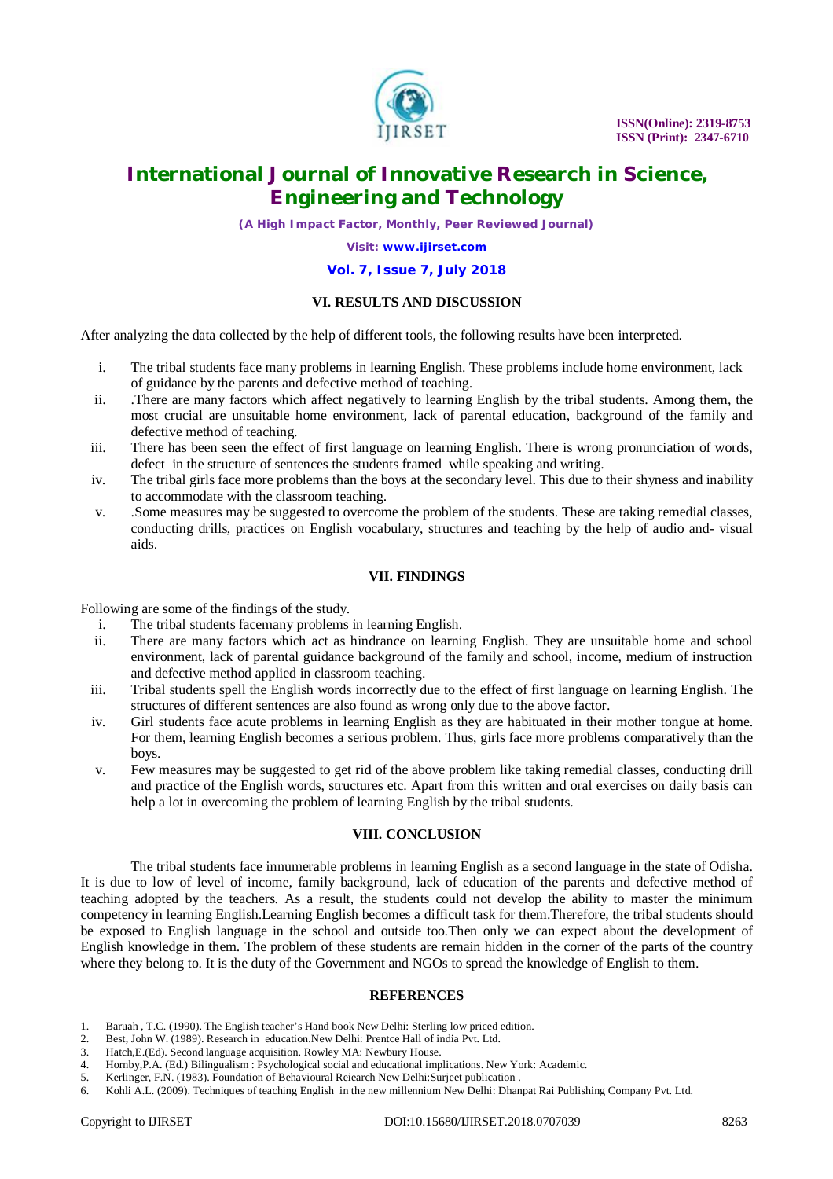## VI. RESULTS AND DISCUSSION

After analyzing the data collected by the help of different tools, the following results have been interpreted.

i. The tribal students face many problems in learning English. These problems include home environment, lack of guidance by the parents and defective method of teaching.
ii. .There are many factors which affect negatively to learning English by the tribal students. Among them, the most crucial are unsuitable home environment, lack of parental education, background of the family and defective method of teaching.
iii. There has been seen the effect of first language on learning English. There is wrong pronunciation of words, defect in the structure of sentences the students framed while speaking and writing.
iv. The tribal girls face more problems than the boys at the secondary level. This due to their shyness and inability to accommodate with the classroom teaching.
v. .Some measures may be suggested to overcome the problem of the students. These are taking remedial classes, conducting drills, practices on English vocabulary, structures and teaching by the help of audio and- visual aids.

## VII. FINDINGS

Following are some of the findings of the study.

i. The tribal students facemany problems in learning English.
ii. There are many factors which act as hindrance on learning English. They are unsuitable home and school environment, lack of parental guidance background of the family and school, income, medium of instruction and defective method applied in classroom teaching.
iii. Tribal students spell the English words incorrectly due to the effect of first language on learning English. The structures of different sentences are also found as wrong only due to the above factor.
iv. Girl students face acute problems in learning English as they are habituated in their mother tongue at home. For them, learning English becomes a serious problem. Thus, girls face more problems comparatively than the boys.
v. Few measures may be suggested to get rid of the above problem like taking remedial classes, conducting drill and practice of the English words, structures etc. Apart from this written and oral exercises on daily basis can help a lot in overcoming the problem of learning English by the tribal students.

## VIII. CONCLUSION

The tribal students face innumerable problems in learning English as a second language in the state of Odisha. It is due to low of level of income, family background, lack of education of the parents and defective method of teaching adopted by the teachers. As a result, the students could not develop the ability to master the minimum competency in learning English.Learning English becomes a difficult task for them.Therefore, the tribal students should be exposed to English language in the school and outside too.Then only we can expect about the development of English knowledge in them. The problem of these students are remain hidden in the corner of the parts of the country where they belong to. It is the duty of the Government and NGOs to spread the knowledge of English to them.

## REFERENCES

1. Baruah , T.C. (1990). The English teacher's Hand book New Delhi: Sterling low priced edition.
2. Best, John W. (1989). Research in education.New Delhi: Prentce Hall of india Pvt. Ltd.
3. Hatch,E.(Ed). Second language acquisition. Rowley MA: Newbury House.
4. Hornby,P.A. (Ed.) Bilingualism : Psychological social and educational implications. New York: Academic.
5. Kerlinger, F.N. (1983). Foundation of Behavioural Reiearch New Delhi:Surjeet publication .
6. Kohli A.L. (2009). Techniques of teaching English in the new millennium New Delhi: Dhanpat Rai Publishing Company Pvt. Ltd.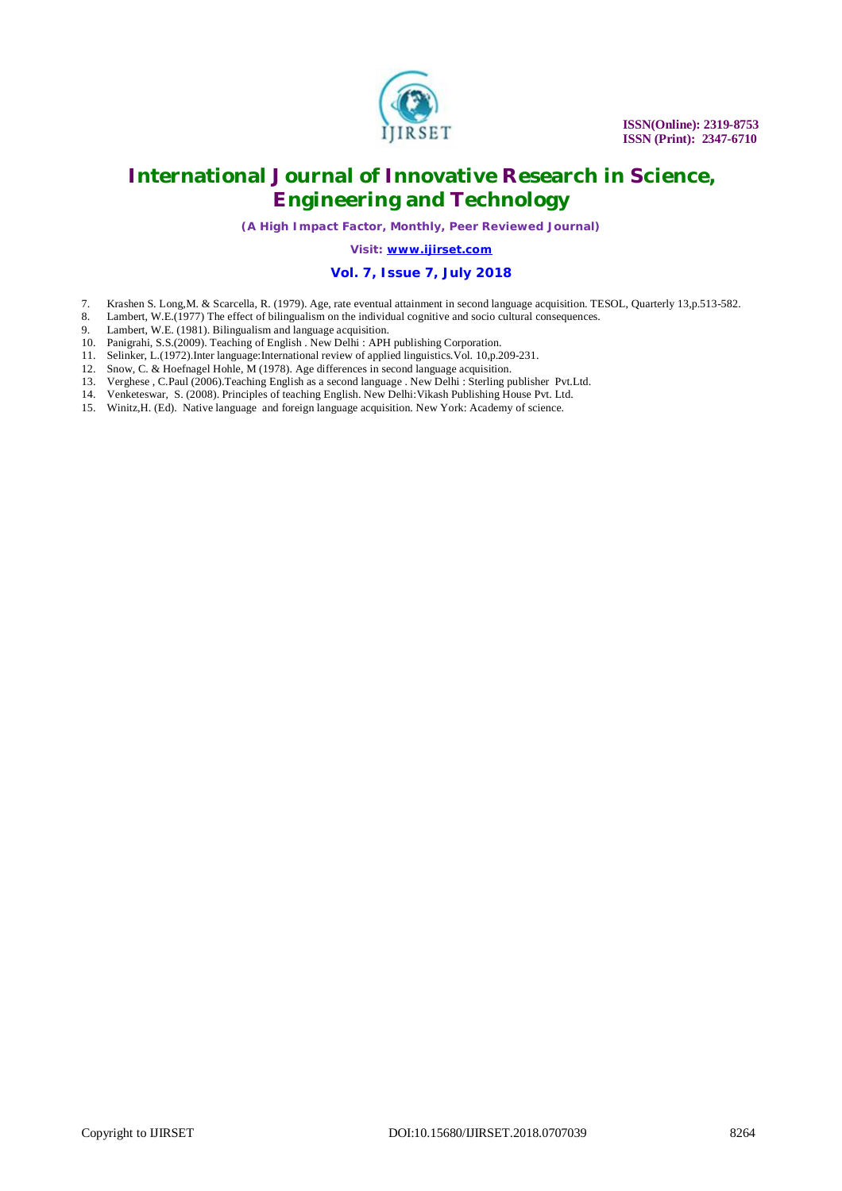7. Krashen S. Long,M. & Scarcella, R. (1979). Age, rate eventual attainment in second language acquisition. TESOL, Quarterly 13,p.513-582.
8. Lambert, W.E.(1977) The effect of bilingualism on the individual cognitive and socio cultural consequences.
9. Lambert, W.E. (1981). Bilingualism and language acquisition.
10. Panigrahi, S.S.(2009). Teaching of English . New Delhi : APH publishing Corporation.
11. Selinker, L.(1972).Inter language:International review of applied linguistics.Vol. 10,p.209-231.
12. Snow, C. & Hoefnagel Hohle, M (1978). Age differences in second language acquisition.
13. Verghese , C.Paul (2006).Teaching English as a second language . New Delhi : Sterling publisher Pvt.Ltd.
14. Venketeswar, S. (2008). Principles of teaching English. New Delhi:Vikash Publishing House Pvt. Ltd.
15. Winitz,H. (Ed). Native language and foreign language acquisition. New York: Academy of science.